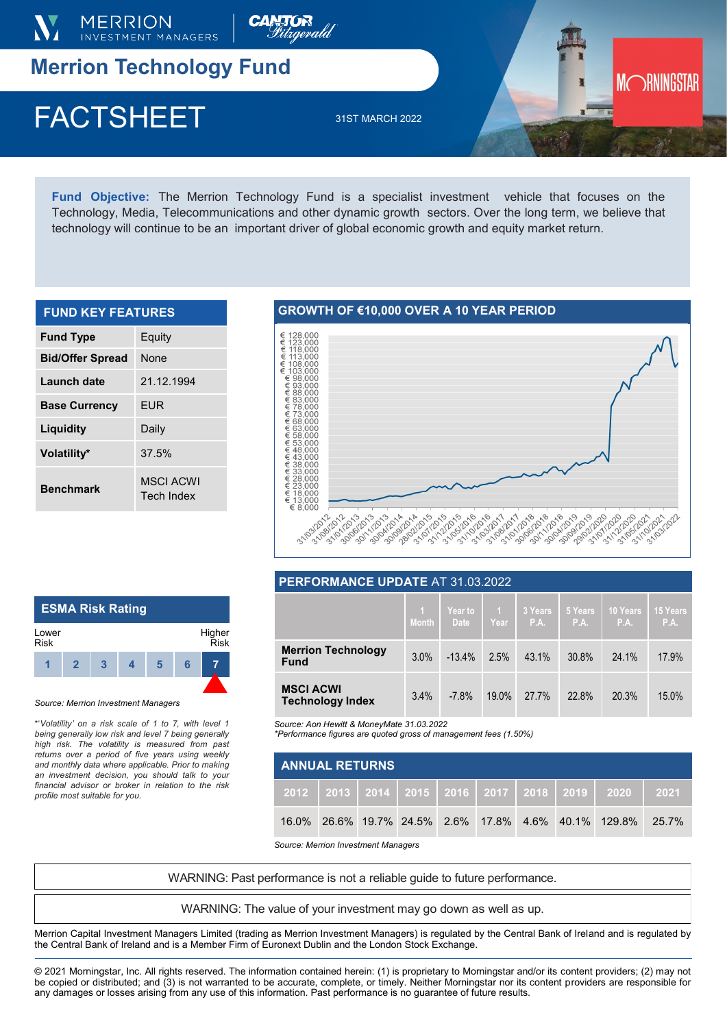# Merrion Technology Fund

# FACTSHEET

31ST MARCH 2022

**Fund Objective:** The Merrion Technology Fund is a specialist investment vehicle that focuses on the Technology, Media, Telecommunications and other dynamic growth sectors. Over the long term, we believe that technology will continue to be an important driver of global economic growth and equity market return.

## FUND KEY FEATURES

| | |
|---|---|
| **Fund Type** | Equity |
| **Bid/Offer Spread** | None |
| **Launch date** | 21.12.1994 |
| **Base Currency** | EUR |
| **Liquidity** | Daily |
| **Volatility*** | 37.5% |
| **Benchmark** | MSCI ACWI Tech Index |

## ESMA Risk Rating

Lower Risk — Higher Risk

1 | 2 | 3 | 4 | 5 | 6 | **7**

*Source: Merrion Investment Managers*

*\*'Volatility' on a risk scale of 1 to 7, with level 1 being generally low risk and level 7 being generally high risk. The volatility is measured from past returns over a period of five years using weekly and monthly data where applicable. Prior to making an investment decision, you should talk to your financial advisor or broker in relation to the risk profile most suitable for you.*

## GROWTH OF €10,000 OVER A 10 YEAR PERIOD

## PERFORMANCE UPDATE AT 31.03.2022

| | 1 Month | Year to Date | 1 Year | 3 Years P.A. | 5 Years P.A. | 10 Years P.A. | 15 Years P.A. |
|---|---|---|---|---|---|---|---|
| **Merrion Technology Fund** | 3.0% | -13.4% | 2.5% | 43.1% | 30.8% | 24.1% | 17.9% |
| **MSCI ACWI Technology Index** | 3.4% | -7.8% | 19.0% | 27.7% | 22.8% | 20.3% | 15.0% |

*Source: Aon Hewitt & MoneyMate 31.03.2022*
*\*Performance figures are quoted gross of management fees (1.50%)*

## ANNUAL RETURNS

| 2012 | 2013 | 2014 | 2015 | 2016 | 2017 | 2018 | 2019 | 2020 | 2021 |
|---|---|---|---|---|---|---|---|---|---|
| 16.0% | 26.6% | 19.7% | 24.5% | 2.6% | 17.8% | 4.6% | 40.1% | 129.8% | 25.7% |

*Source: Merrion Investment Managers*

WARNING: Past performance is not a reliable guide to future performance.

WARNING: The value of your investment may go down as well as up.

Merrion Capital Investment Managers Limited (trading as Merrion Investment Managers) is regulated by the Central Bank of Ireland and is regulated by the Central Bank of Ireland and is a Member Firm of Euronext Dublin and the London Stock Exchange.

© 2021 Morningstar, Inc. All rights reserved. The information contained herein: (1) is proprietary to Morningstar and/or its content providers; (2) may not be copied or distributed; and (3) is not warranted to be accurate, complete, or timely. Neither Morningstar nor its content providers are responsible for any damages or losses arising from any use of this information. Past performance is no guarantee of future results.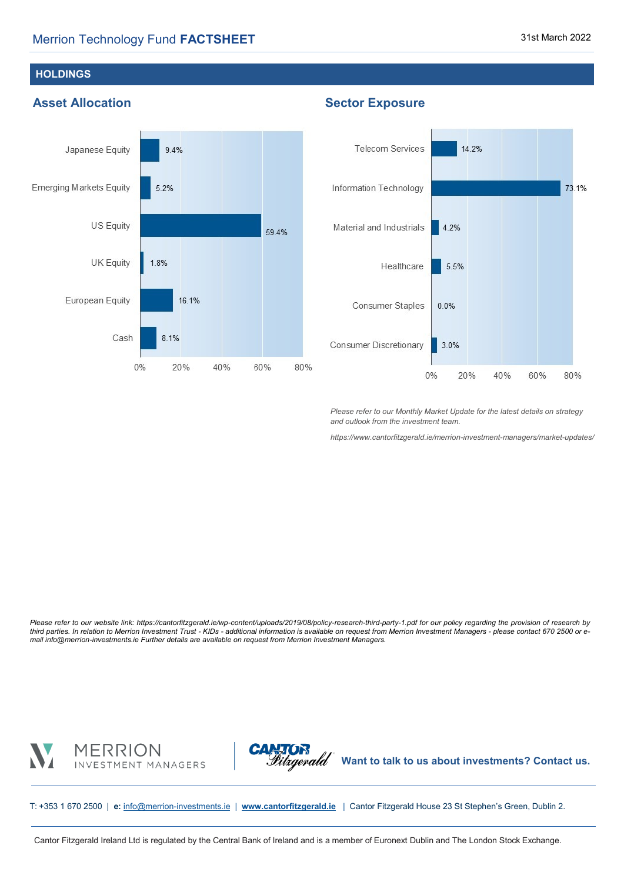## HOLDINGS

### Asset Allocation

Japanese Equity 9.4%
Emerging Markets Equity 5.2%
US Equity 59.4%
UK Equity 1.8%
European Equity 16.1%
Cash 8.1%

0% 20% 40% 60% 80%

### Sector Exposure

Telecom Services 14.2%
Information Technology 73.1%
Material and Industrials 4.2%
Healthcare 5.5%
Consumer Staples 0.0%
Consumer Discretionary 3.0%

0% 20% 40% 60% 80%

*Please refer to our Monthly Market Update for the latest details on strategy and outlook from the investment team.*

*https://www.cantorfitzgerald.ie/merrion-investment-managers/market-updates/*

*Please refer to our website link: https://cantorfitzgerald.ie/wp-content/uploads/2019/08/policy-research-third-party-1.pdf for our policy regarding the provision of research by third parties. In relation to Merrion Investment Trust - KIDs - additional information is available on request from Merrion Investment Managers - please contact 670 2500 or e-mail info@merrion-investments.ie Further details are available on request from Merrion Investment Managers.*

MERRION INVESTMENT MANAGERS | CANTOR Fitzgerald

**Want to talk to us about investments? Contact us.**

T: +353 1 670 2500 | **e:** info@merrion-investments.ie | **www.cantorfitzgerald.ie** | Cantor Fitzgerald House 23 St Stephen's Green, Dublin 2.

Cantor Fitzgerald Ireland Ltd is regulated by the Central Bank of Ireland and is a member of Euronext Dublin and The London Stock Exchange.